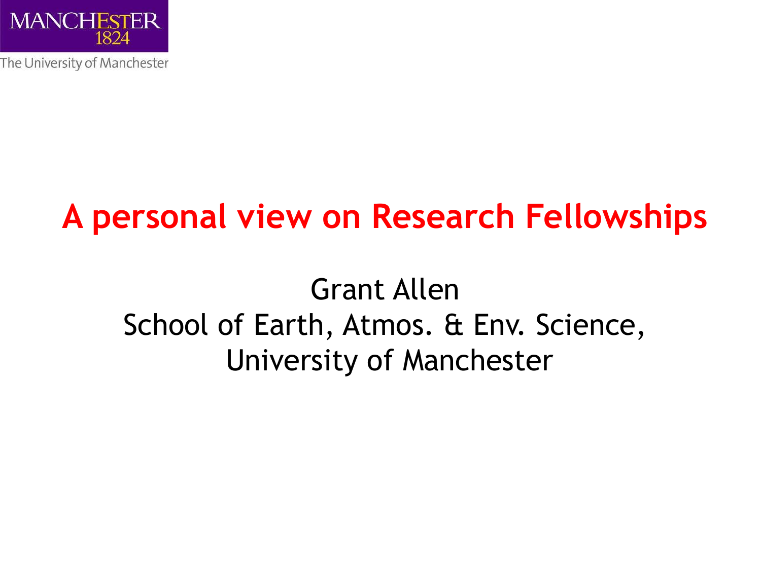MANCHESTER
1824

The University of Manchester

# A personal view on Research Fellowships

Grant Allen
School of Earth, Atmos. & Env. Science,
University of Manchester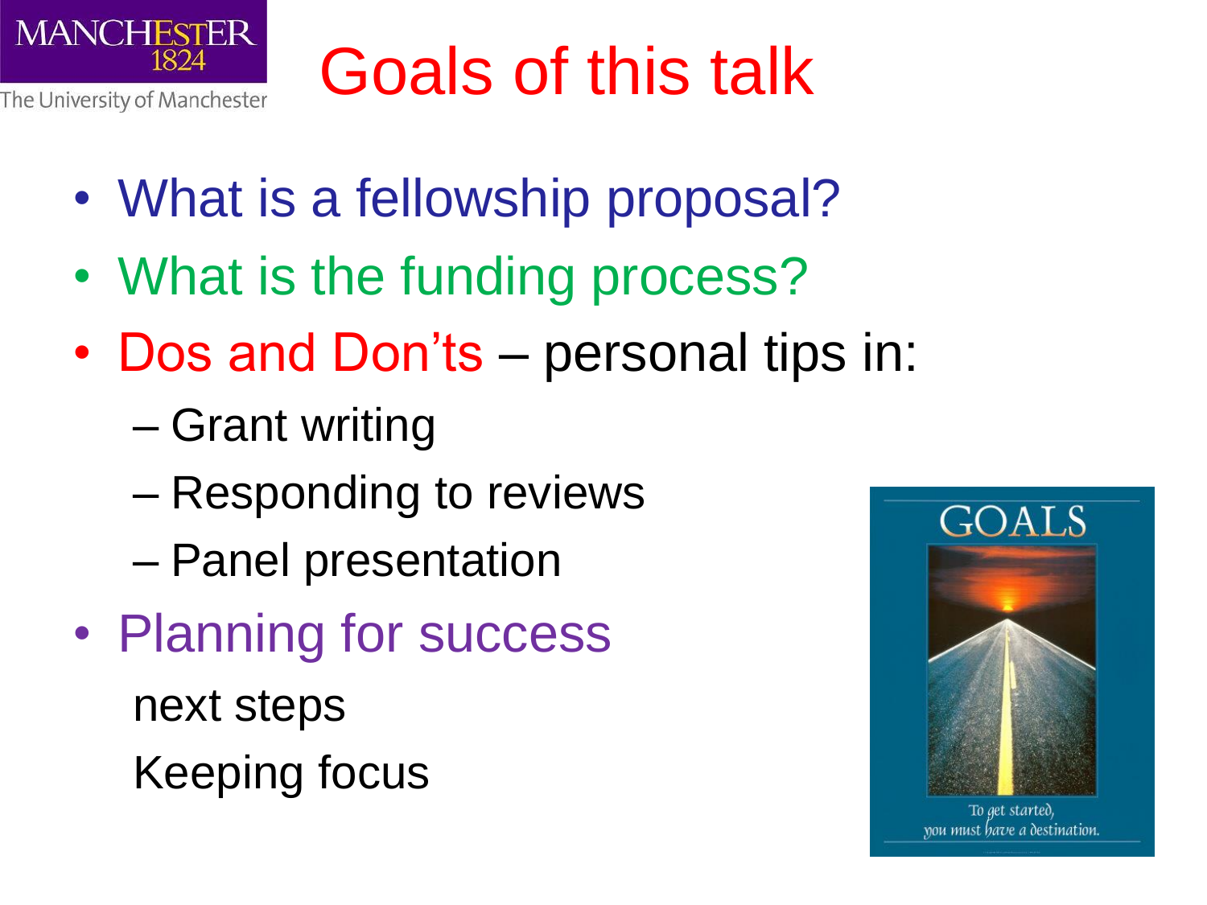# Goals of this talk

- What is a fellowship proposal?
- What is the funding process?
- Dos and Don'ts – personal tips in:
  - Grant writing
  - Responding to reviews
  - Panel presentation
- Planning for success

  next steps

  Keeping focus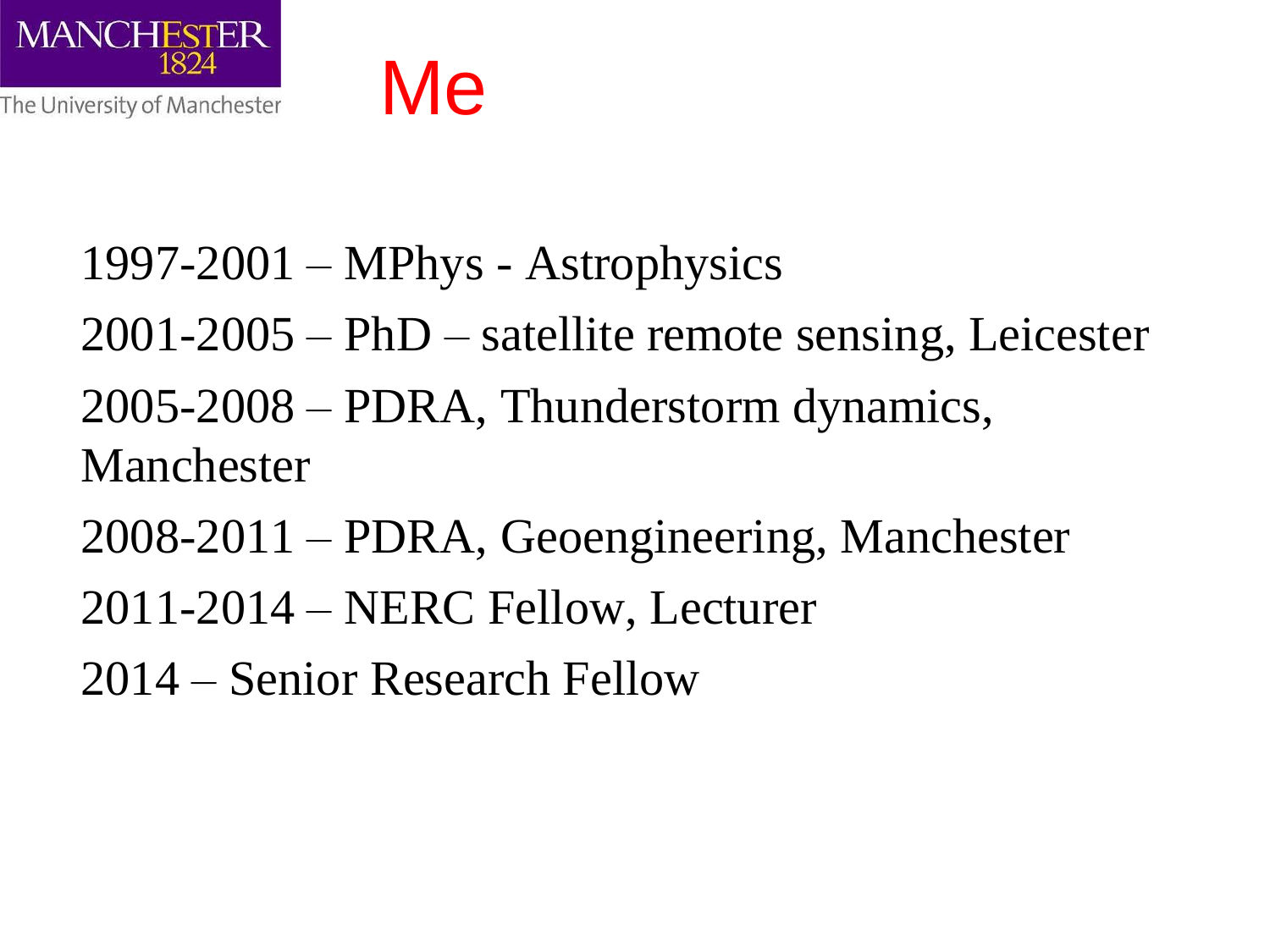# Me

1997-2001 – MPhys - Astrophysics

2001-2005 – PhD – satellite remote sensing, Leicester

2005-2008 – PDRA, Thunderstorm dynamics, Manchester

2008-2011 – PDRA, Geoengineering, Manchester

2011-2014 – NERC Fellow, Lecturer

2014 – Senior Research Fellow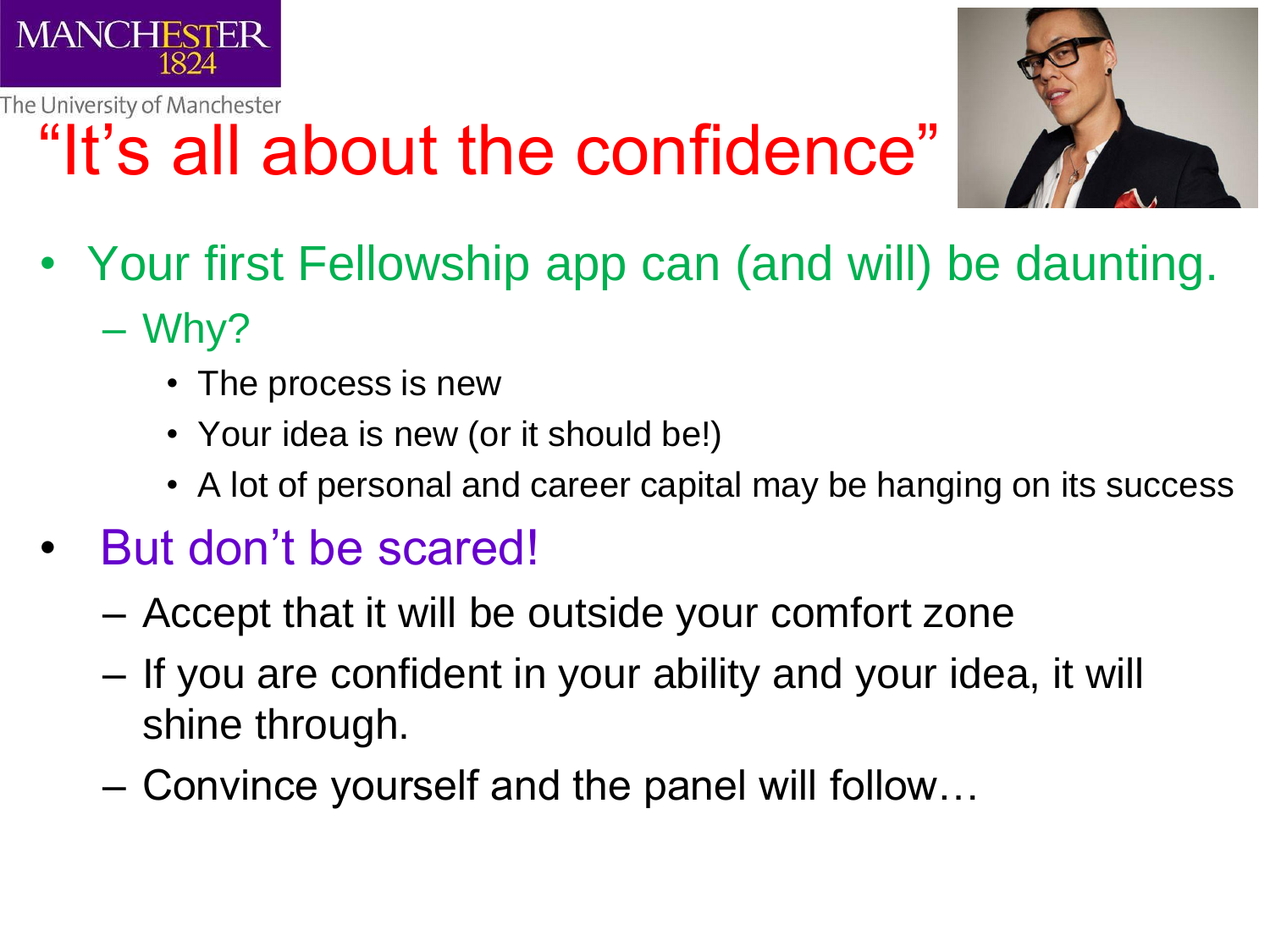# "It's all about the confidence"

- Your first Fellowship app can (and will) be daunting.
  - Why?
    - The process is new
    - Your idea is new (or it should be!)
    - A lot of personal and career capital may be hanging on its success
- But don't be scared!
  - Accept that it will be outside your comfort zone
  - If you are confident in your ability and your idea, it will shine through.
  - Convince yourself and the panel will follow…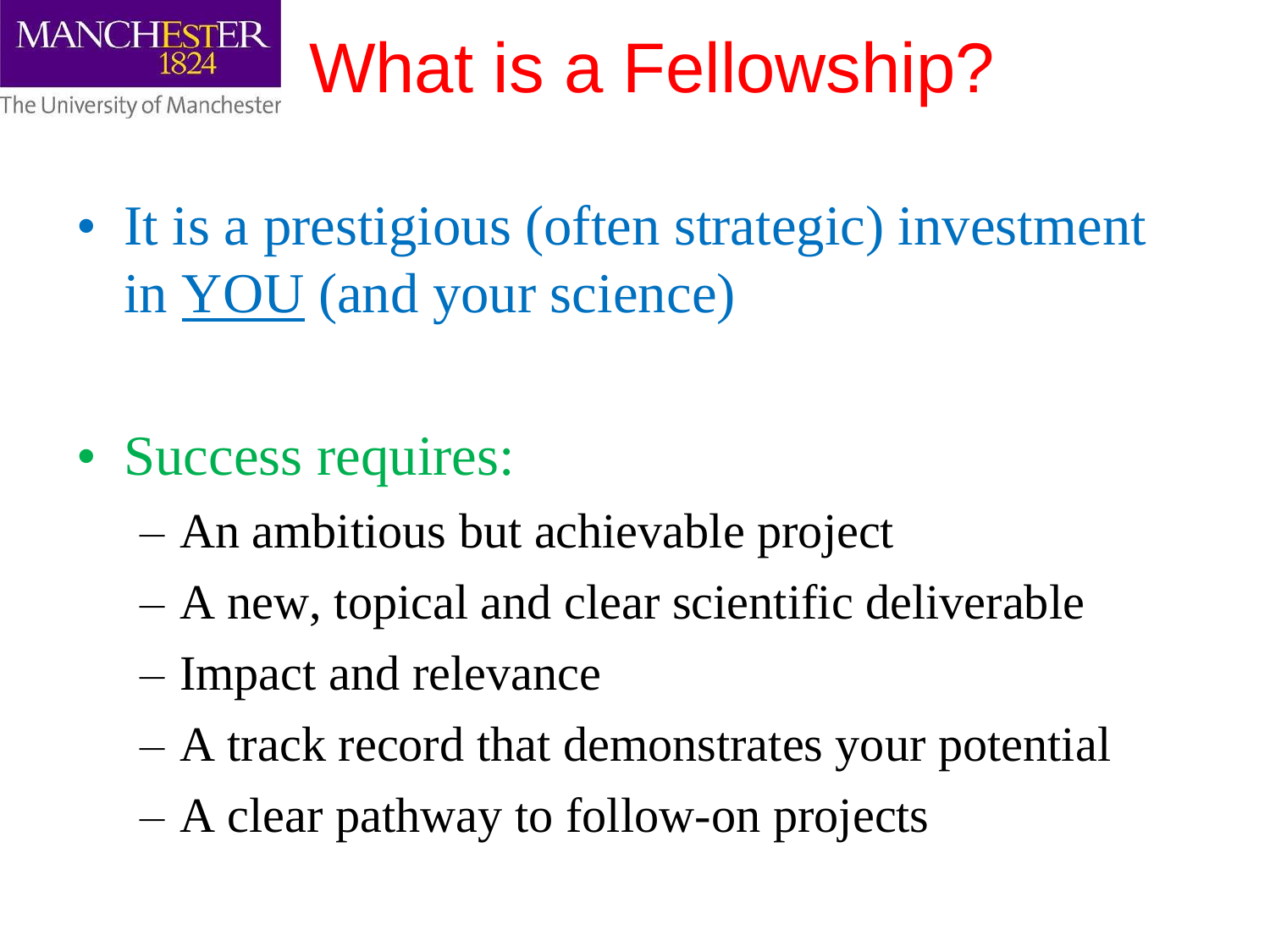# What is a Fellowship?

- It is a prestigious (often strategic) investment in <u>YOU</u> (and your science)

- Success requires:
  - An ambitious but achievable project
  - A new, topical and clear scientific deliverable
  - Impact and relevance
  - A track record that demonstrates your potential
  - A clear pathway to follow-on projects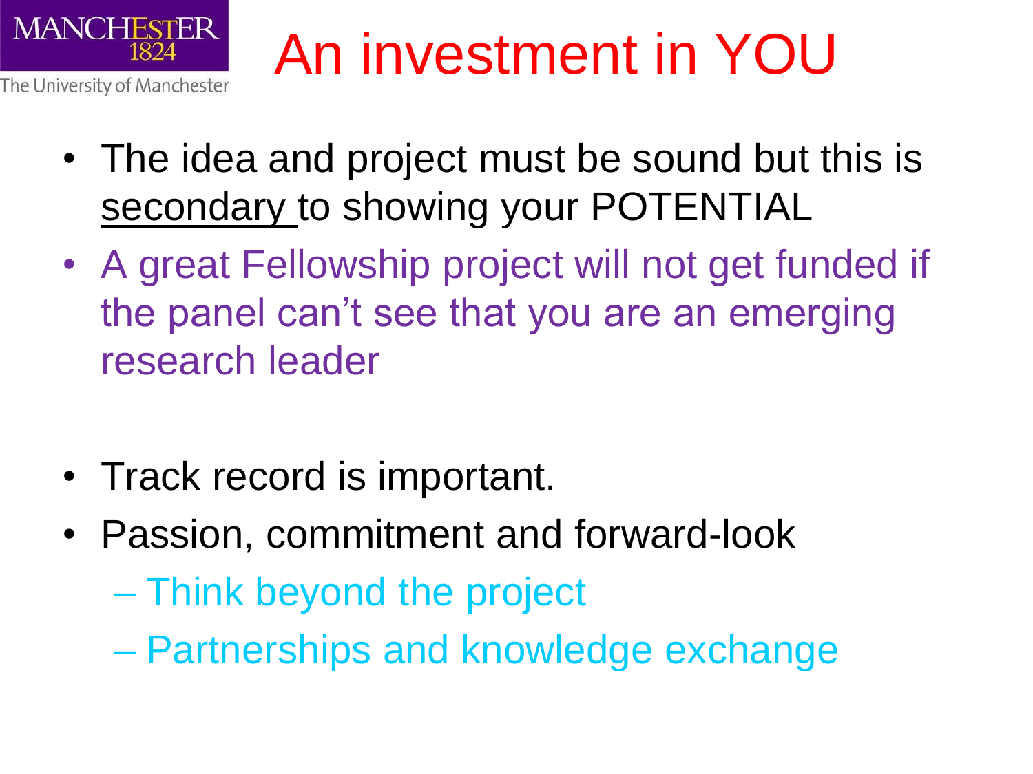# An investment in YOU

- The idea and project must be sound but this is <u>secondary</u> to showing your POTENTIAL
- A great Fellowship project will not get funded if the panel can't see that you are an emerging research leader

- Track record is important.
- Passion, commitment and forward-look
  - Think beyond the project
  - Partnerships and knowledge exchange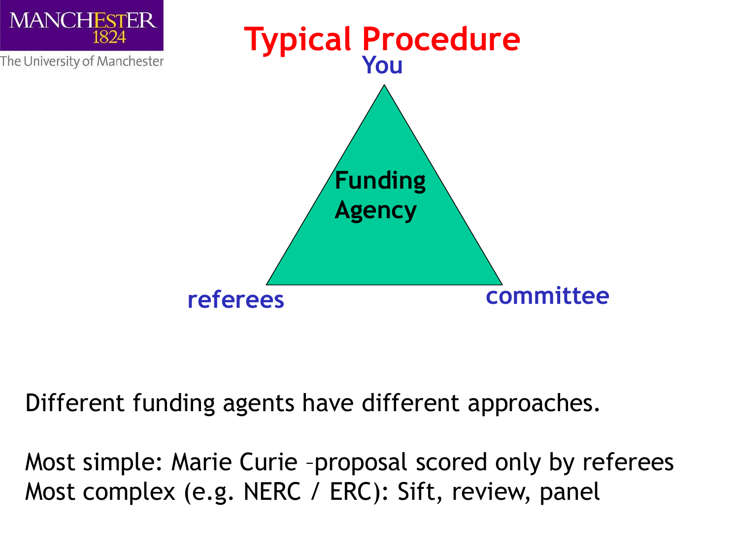# Typical Procedure

You

Funding Agency

referees

committee

Different funding agents have different approaches.

Most simple: Marie Curie –proposal scored only by referees
Most complex (e.g. NERC / ERC): Sift, review, panel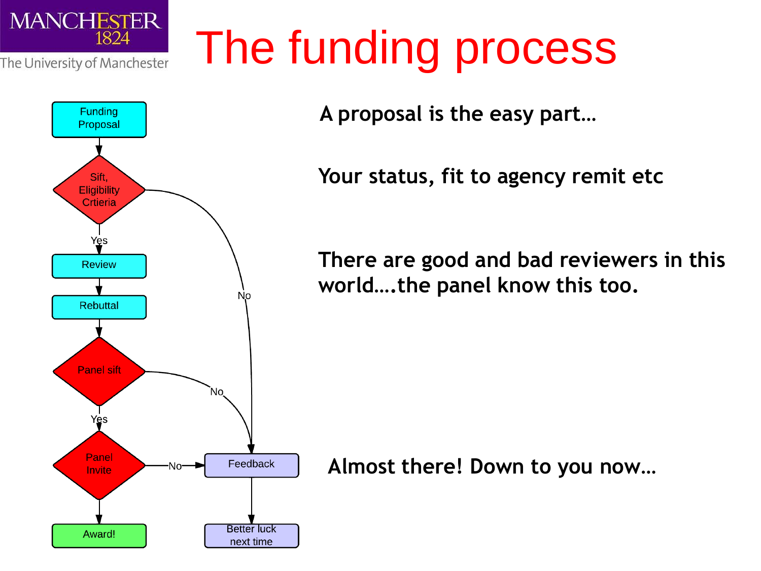# The funding process

Funding Proposal

Sift, Eligibility Crtieria

Yes

No

Review

Rebuttal

Panel sift

Yes

No

Panel Invite

No

Feedback

Award!

Better luck next time

A proposal is the easy part…

Your status, fit to agency remit etc

There are good and bad reviewers in this world….the panel know this too.

Almost there! Down to you now…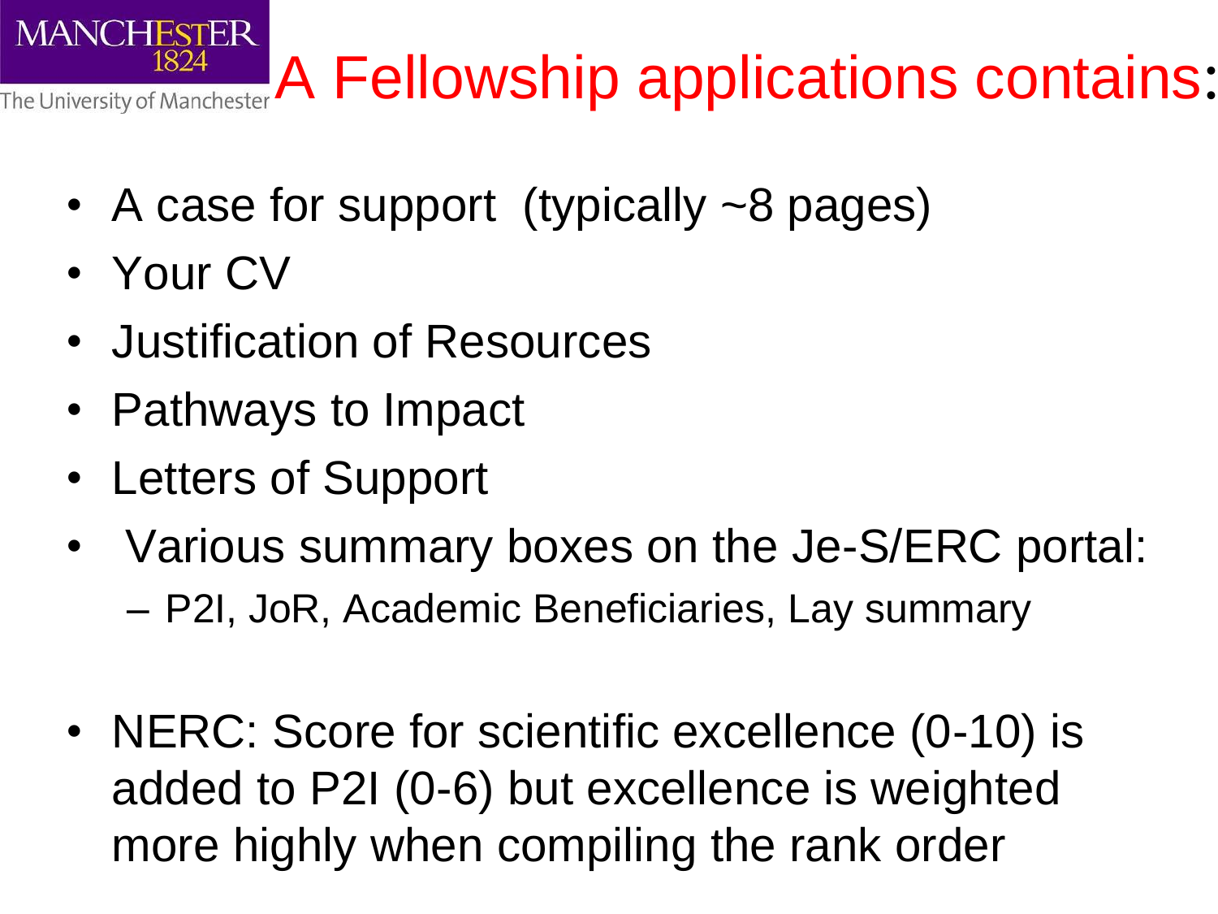# A Fellowship applications contains:

- A case for support (typically ~8 pages)
- Your CV
- Justification of Resources
- Pathways to Impact
- Letters of Support
- Various summary boxes on the Je-S/ERC portal:
  - P2I, JoR, Academic Beneficiaries, Lay summary

- NERC: Score for scientific excellence (0-10) is added to P2I (0-6) but excellence is weighted more highly when compiling the rank order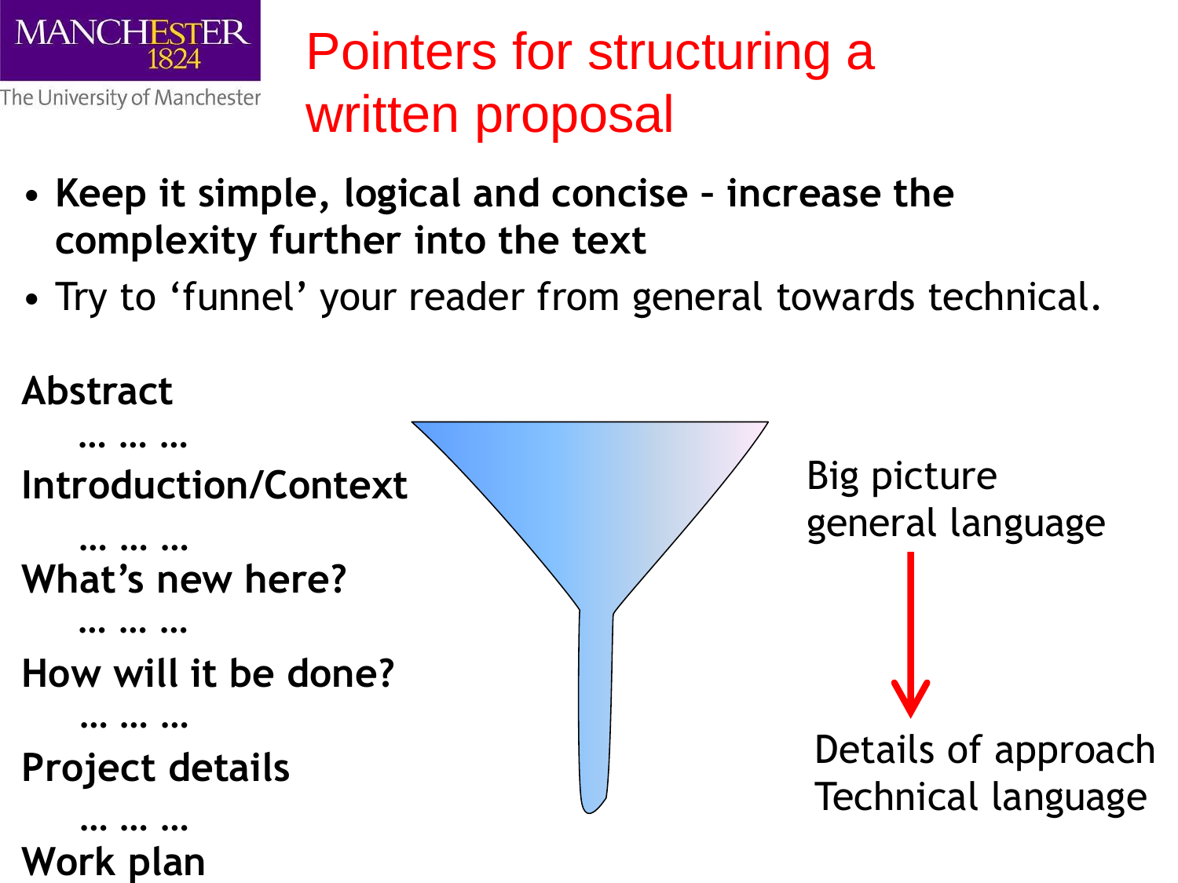# Pointers for structuring a written proposal

- **Keep it simple, logical and concise – increase the complexity further into the text**
- Try to 'funnel' your reader from general towards technical.

**Abstract**

… … …

**Introduction/Context**

… … …

**What's new here?**

… … …

**How will it be done?**

… … …

**Project details**

… … …

**Work plan**

Big picture
general language

Details of approach
Technical language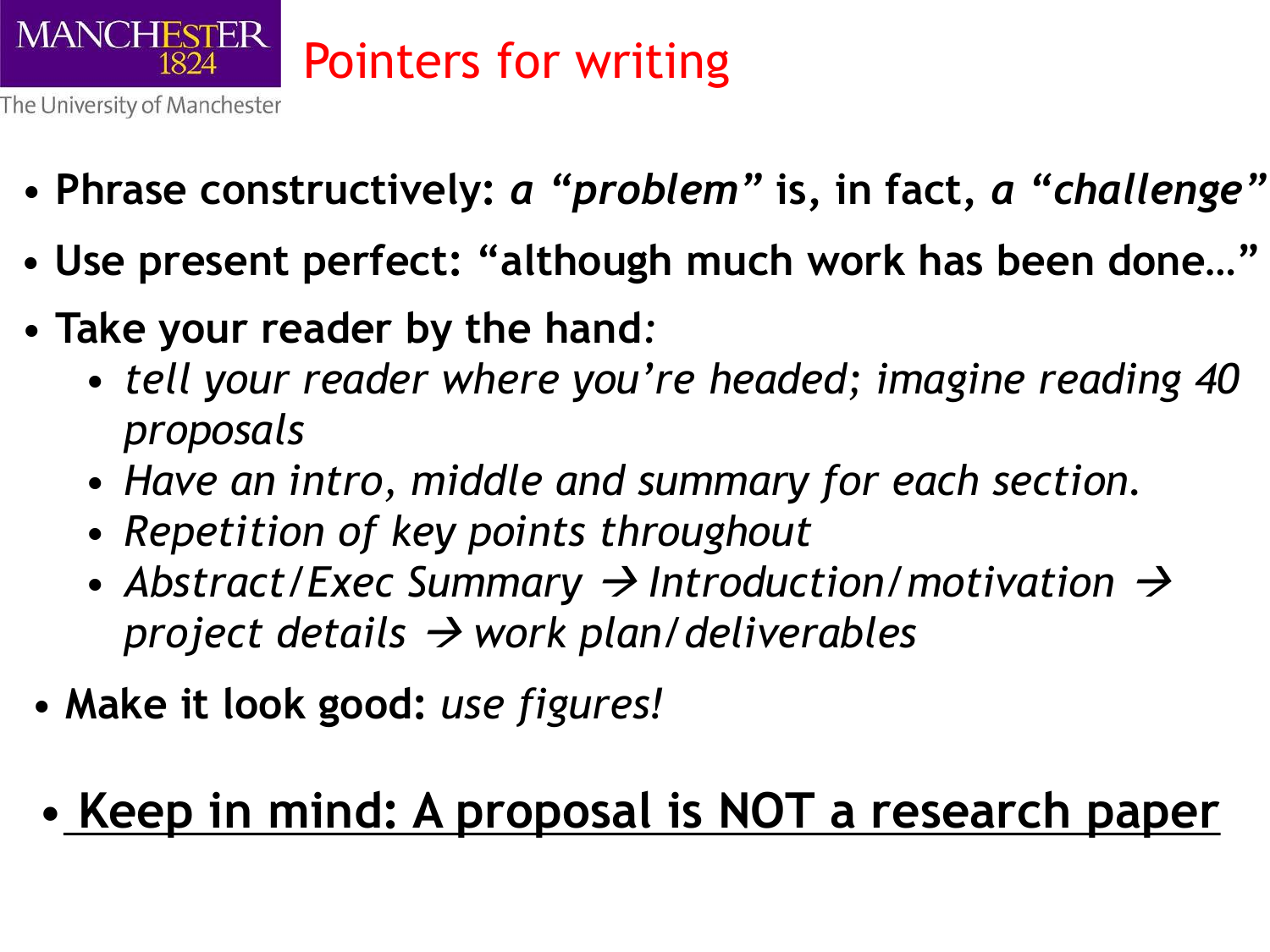# Pointers for writing

- **Phrase constructively: *a "problem"* is, in fact, *a "challenge"***
- **Use present perfect: "although much work has been done…"**
- **Take your reader by the hand:**
  - *tell your reader where you're headed; imagine reading 40 proposals*
  - *Have an intro, middle and summary for each section.*
  - *Repetition of key points throughout*
  - *Abstract/Exec Summary → Introduction/motivation → project details → work plan/deliverables*
- **Make it look good:** *use figures!*

- <u>**Keep in mind: A proposal is NOT a research paper**</u>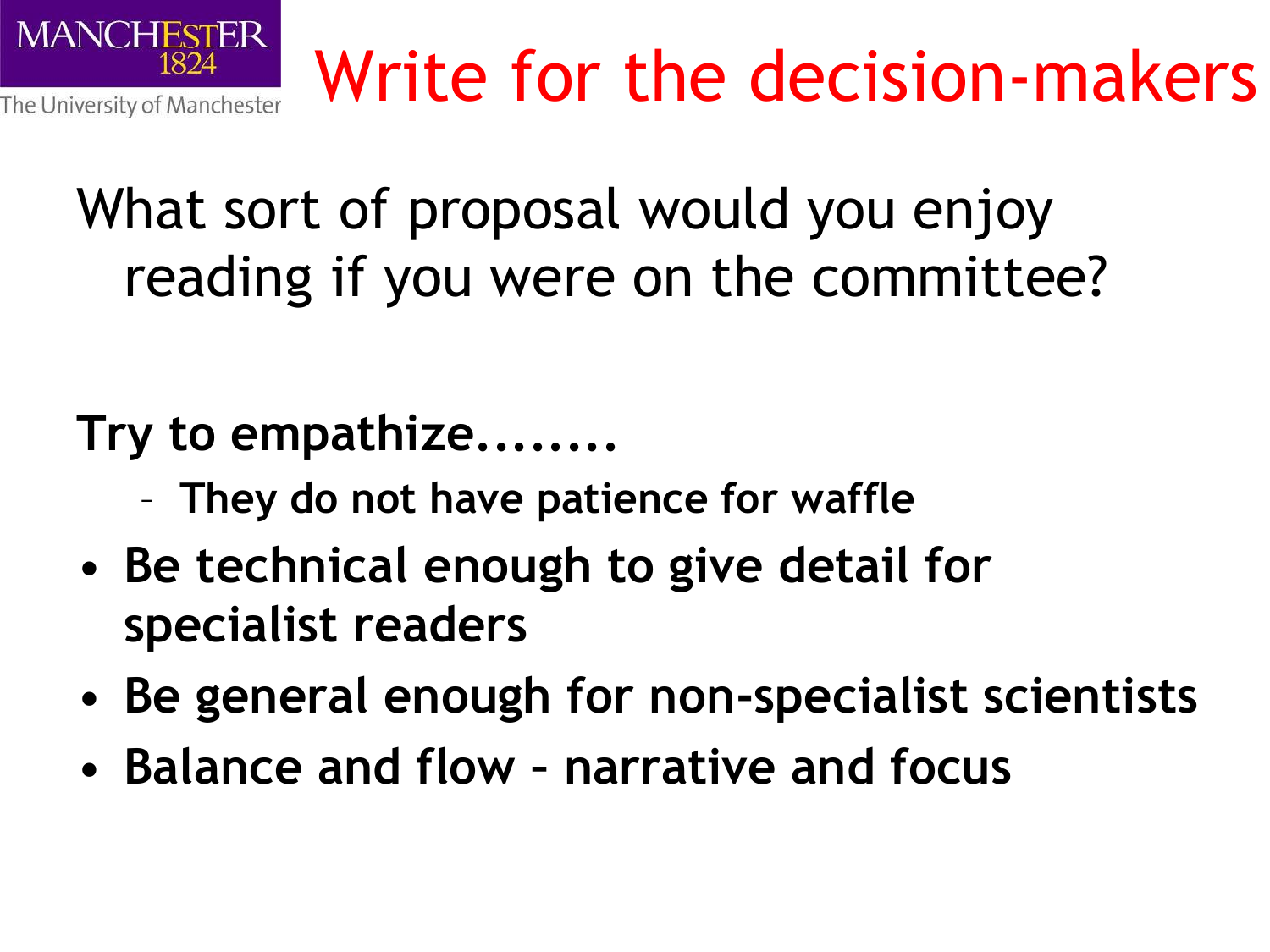# Write for the decision-makers

What sort of proposal would you enjoy reading if you were on the committee?

**Try to empathize........**

- **They do not have patience for waffle**

- **Be technical enough to give detail for specialist readers**
- **Be general enough for non-specialist scientists**
- **Balance and flow – narrative and focus**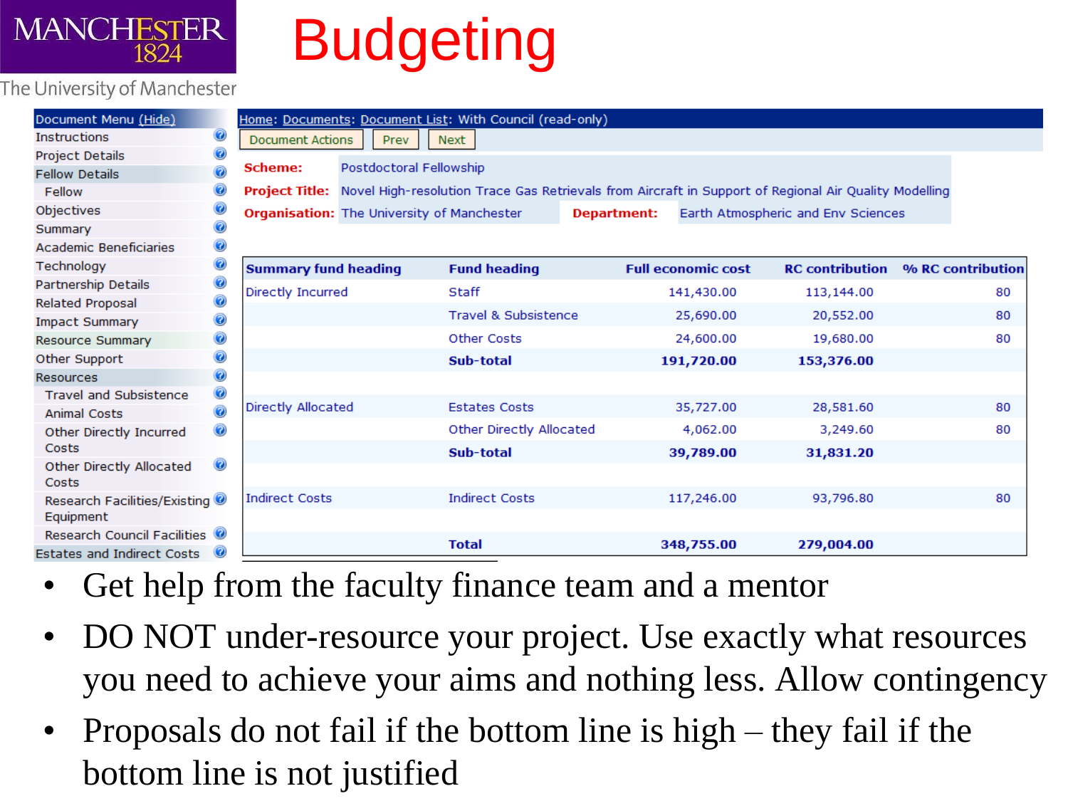# Budgeting

Document Menu (Hide)

- Instructions
- Project Details
- Fellow Details
  - Fellow
- Objectives
- Summary
- Academic Beneficiaries
- Technology
- Partnership Details
- Related Proposal
- Impact Summary
- Resource Summary
- Other Support
- Resources
  - Travel and Subsistence
  - Animal Costs
  - Other Directly Incurred Costs
  - Other Directly Allocated Costs
  - Research Facilities/Existing Equipment
  - Research Council Facilities
- Estates and Indirect Costs

Home: Documents: Document List: With Council (read-only)

Document Actions | Prev | Next

**Scheme:** Postdoctoral Fellowship

**Project Title:** Novel High-resolution Trace Gas Retrievals from Aircraft in Support of Regional Air Quality Modelling

**Organisation:** The University of Manchester **Department:** Earth Atmospheric and Env Sciences

| Summary fund heading | Fund heading | Full economic cost | RC contribution | % RC contribution |
|---|---|---|---|---|
| Directly Incurred | Staff | 141,430.00 | 113,144.00 | 80 |
| | Travel & Subsistence | 25,690.00 | 20,552.00 | 80 |
| | Other Costs | 24,600.00 | 19,680.00 | 80 |
| | **Sub-total** | **191,720.00** | **153,376.00** | |
| Directly Allocated | Estates Costs | 35,727.00 | 28,581.60 | 80 |
| | Other Directly Allocated | 4,062.00 | 3,249.60 | 80 |
| | **Sub-total** | **39,789.00** | **31,831.20** | |
| Indirect Costs | Indirect Costs | 117,246.00 | 93,796.80 | 80 |
| | **Total** | **348,755.00** | **279,004.00** | |

- Get help from the faculty finance team and a mentor
- DO NOT under-resource your project. Use exactly what resources you need to achieve your aims and nothing less. Allow contingency
- Proposals do not fail if the bottom line is high – they fail if the bottom line is not justified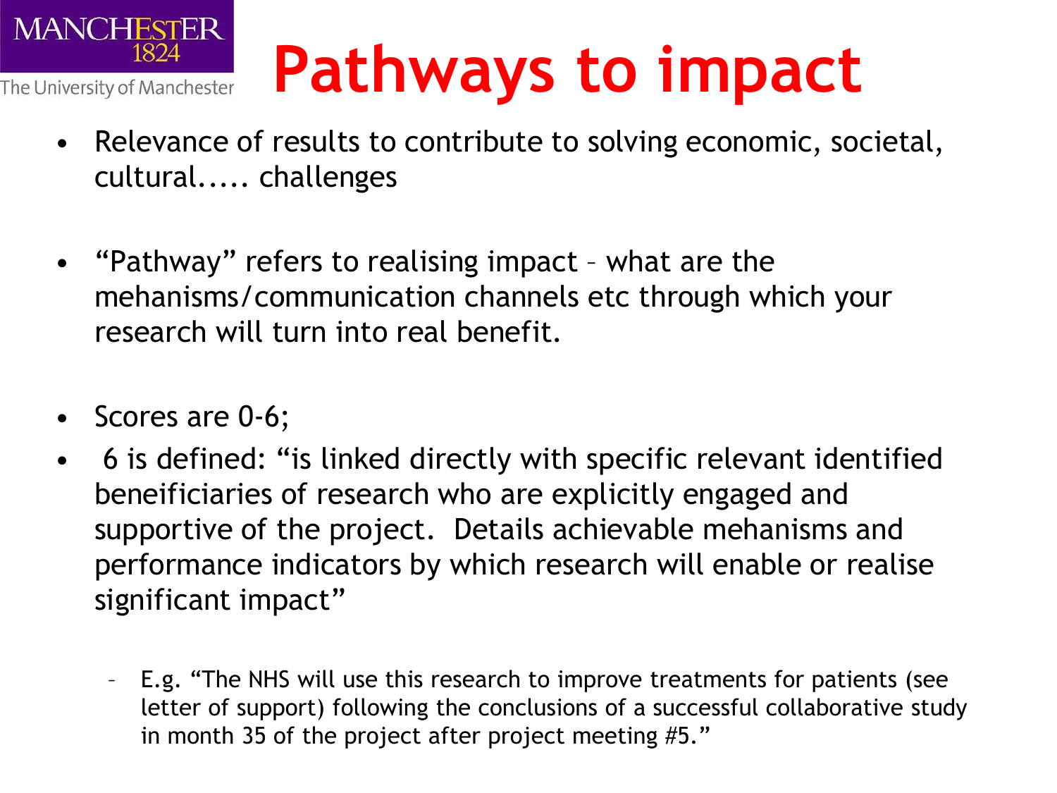# Pathways to impact

- Relevance of results to contribute to solving economic, societal, cultural..... challenges

- "Pathway" refers to realising impact – what are the mehanisms/communication channels etc through which your research will turn into real benefit.

- Scores are 0-6;
- 6 is defined: "is linked directly with specific relevant identified beneificiaries of research who are explicitly engaged and supportive of the project. Details achievable mehanisms and performance indicators by which research will enable or realise significant impact"
  - E.g. "The NHS will use this research to improve treatments for patients (see letter of support) following the conclusions of a successful collaborative study in month 35 of the project after project meeting #5."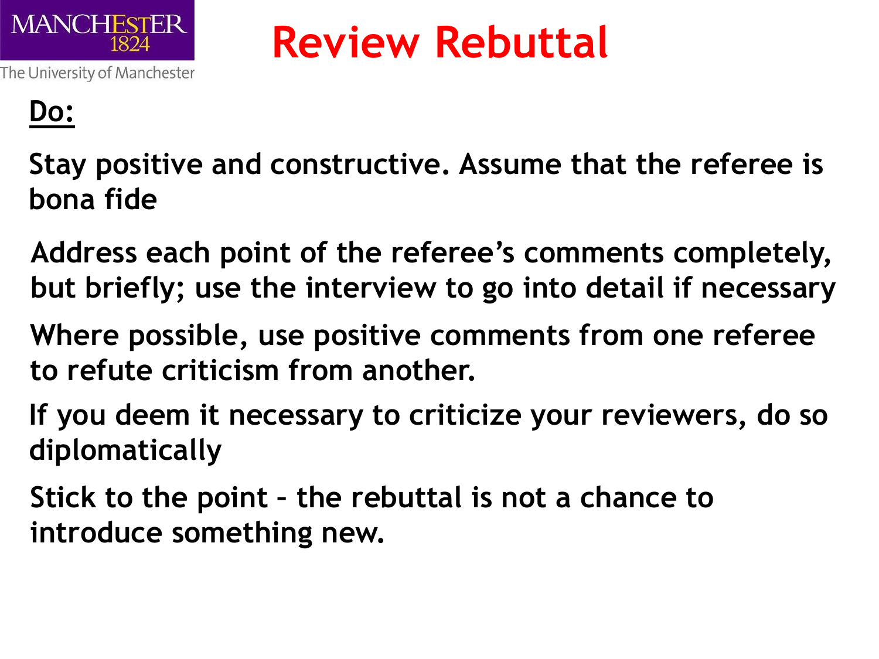# Review Rebuttal

**Do:**

**Stay positive and constructive. Assume that the referee is bona fide**

**Address each point of the referee's comments completely, but briefly; use the interview to go into detail if necessary**

**Where possible, use positive comments from one referee to refute criticism from another.**

**If you deem it necessary to criticize your reviewers, do so diplomatically**

**Stick to the point – the rebuttal is not a chance to introduce something new.**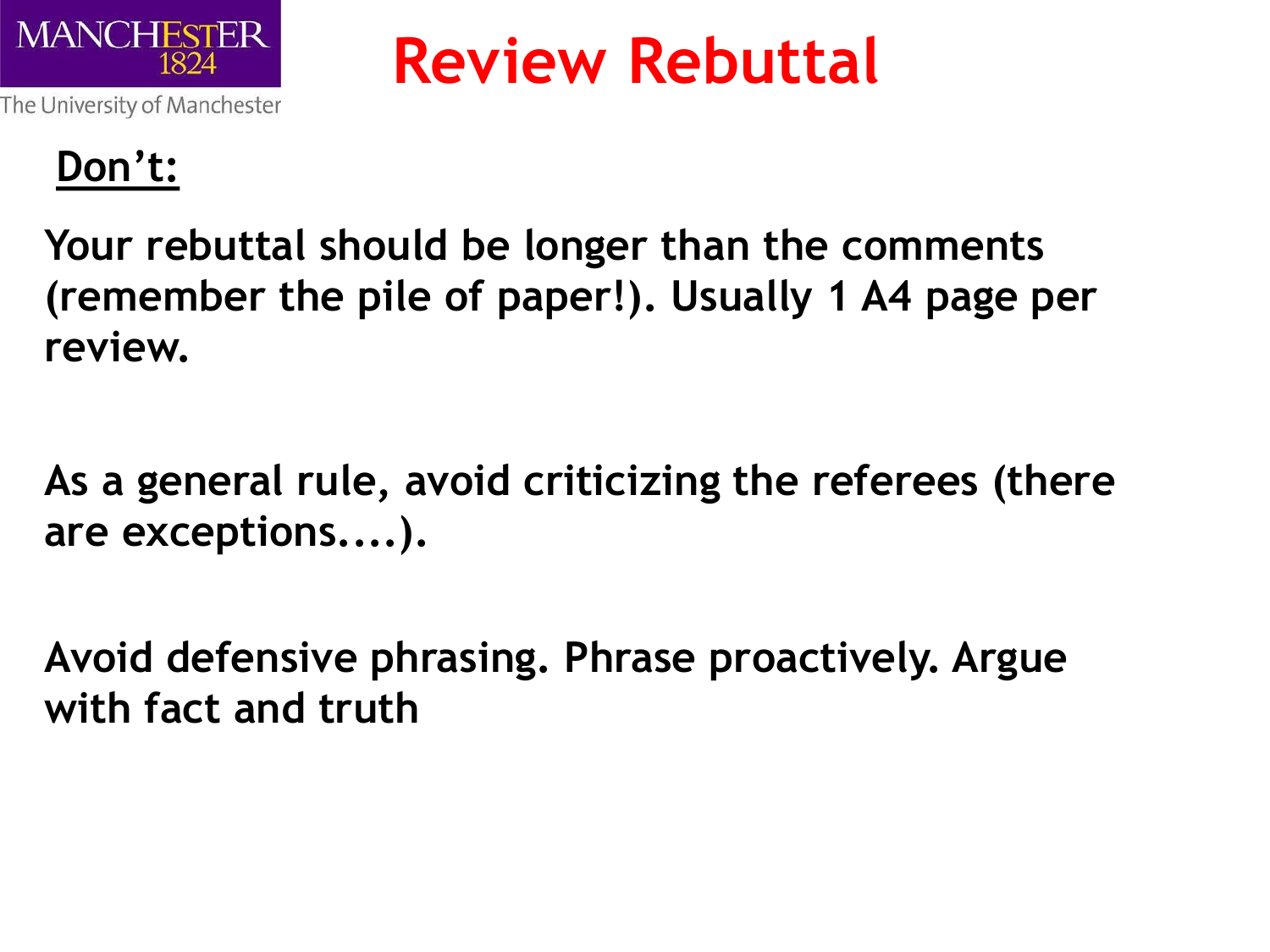# Review Rebuttal

**Don't:**

**Your rebuttal should be longer than the comments (remember the pile of paper!). Usually 1 A4 page per review.**

**As a general rule, avoid criticizing the referees (there are exceptions....).**

**Avoid defensive phrasing. Phrase proactively. Argue with fact and truth**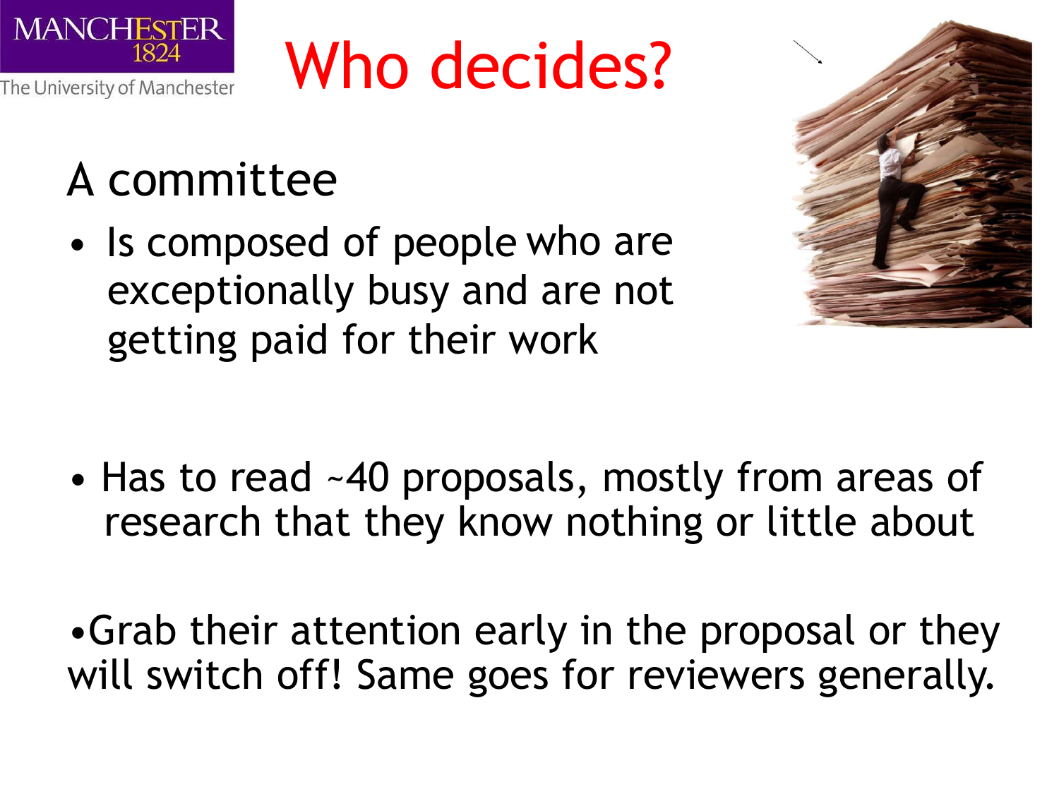# Who decides?

A committee

- Is composed of people who are exceptionally busy and are not getting paid for their work

- Has to read ~40 proposals, mostly from areas of research that they know nothing or little about

- Grab their attention early in the proposal or they will switch off! Same goes for reviewers generally.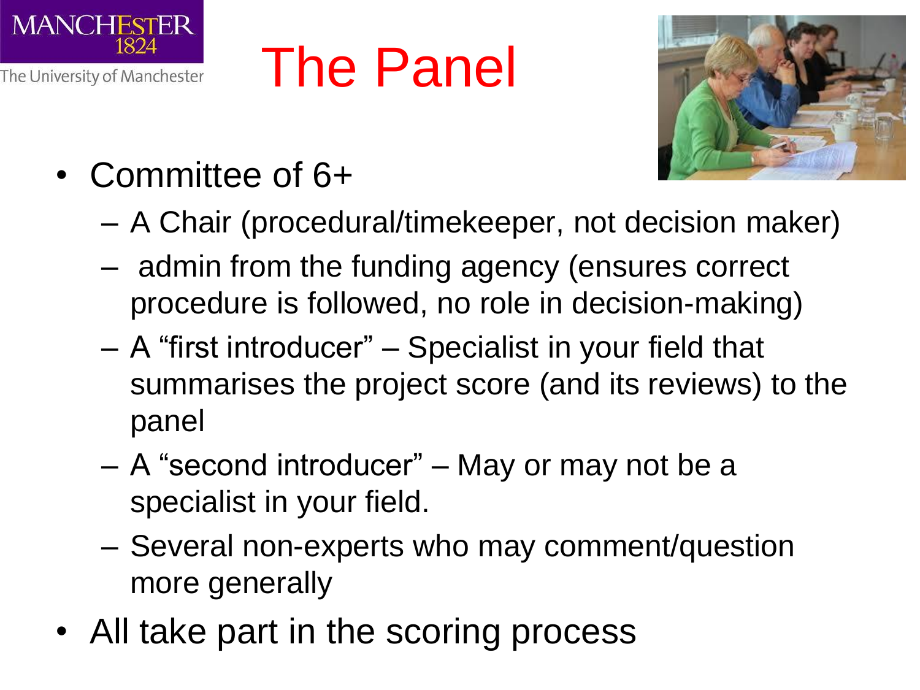# The Panel

- Committee of 6+
  - A Chair (procedural/timekeeper, not decision maker)
  - admin from the funding agency (ensures correct procedure is followed, no role in decision-making)
  - A “first introducer” – Specialist in your field that summarises the project score (and its reviews) to the panel
  - A “second introducer” – May or may not be a specialist in your field.
  - Several non-experts who may comment/question more generally
- All take part in the scoring process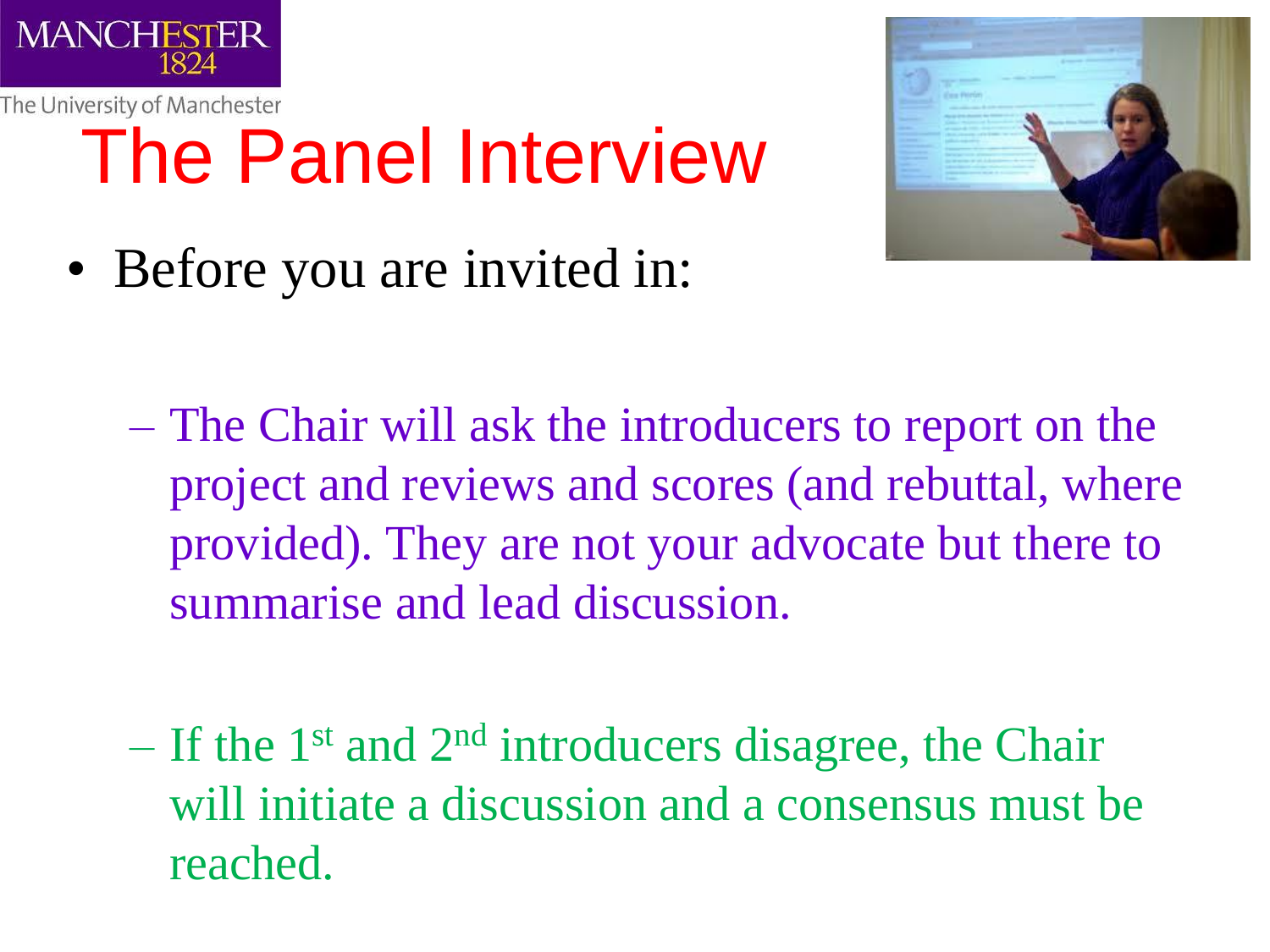# The Panel Interview

- Before you are invited in:
  - The Chair will ask the introducers to report on the project and reviews and scores (and rebuttal, where provided). They are not your advocate but there to summarise and lead discussion.
  - If the 1st and 2nd introducers disagree, the Chair will initiate a discussion and a consensus must be reached.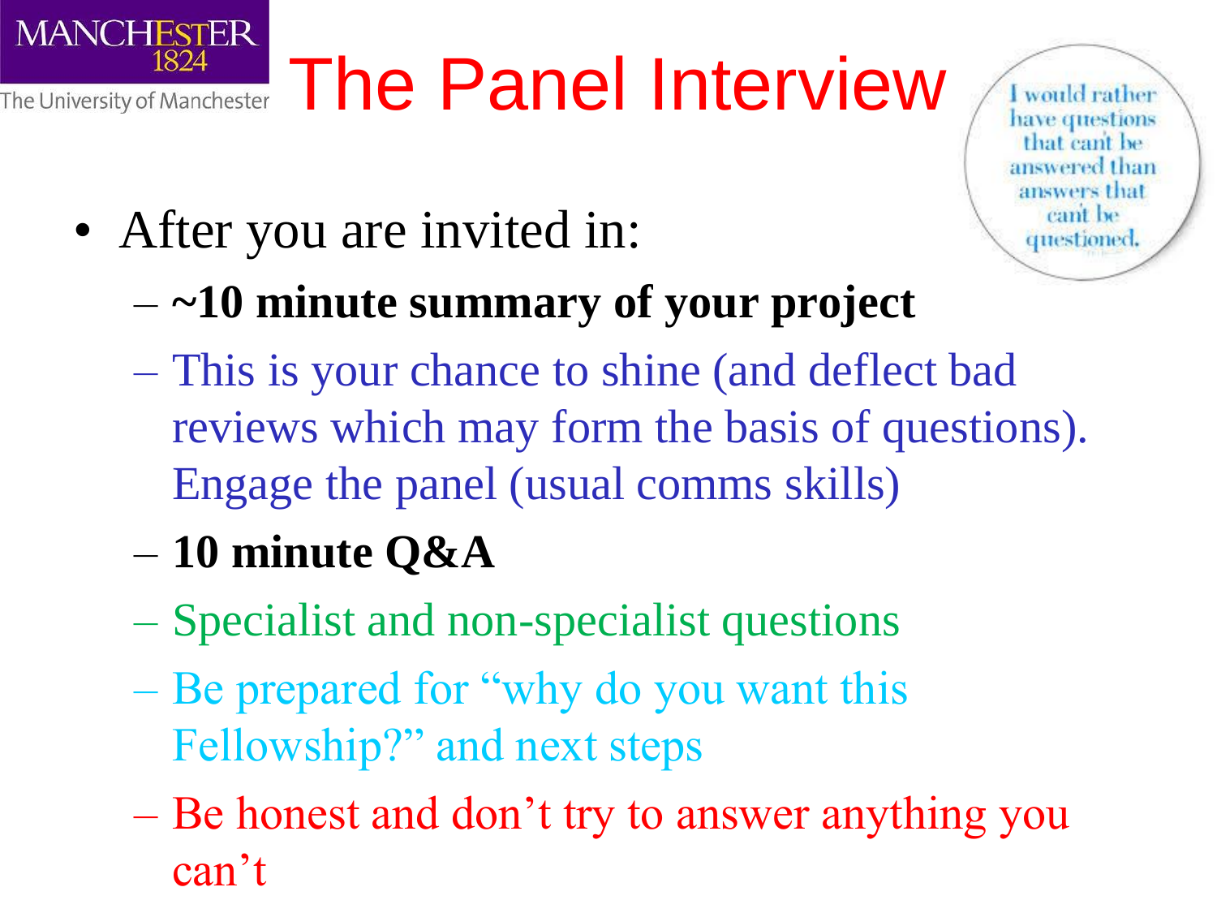# The Panel Interview

I would rather have questions that can't be answered than answers that can't be questioned.

- After you are invited in:
  - **~10 minute summary of your project**
  - This is your chance to shine (and deflect bad reviews which may form the basis of questions). Engage the panel (usual comms skills)
  - **10 minute Q&A**
  - Specialist and non-specialist questions
  - Be prepared for "why do you want this Fellowship?" and next steps
  - Be honest and don't try to answer anything you can't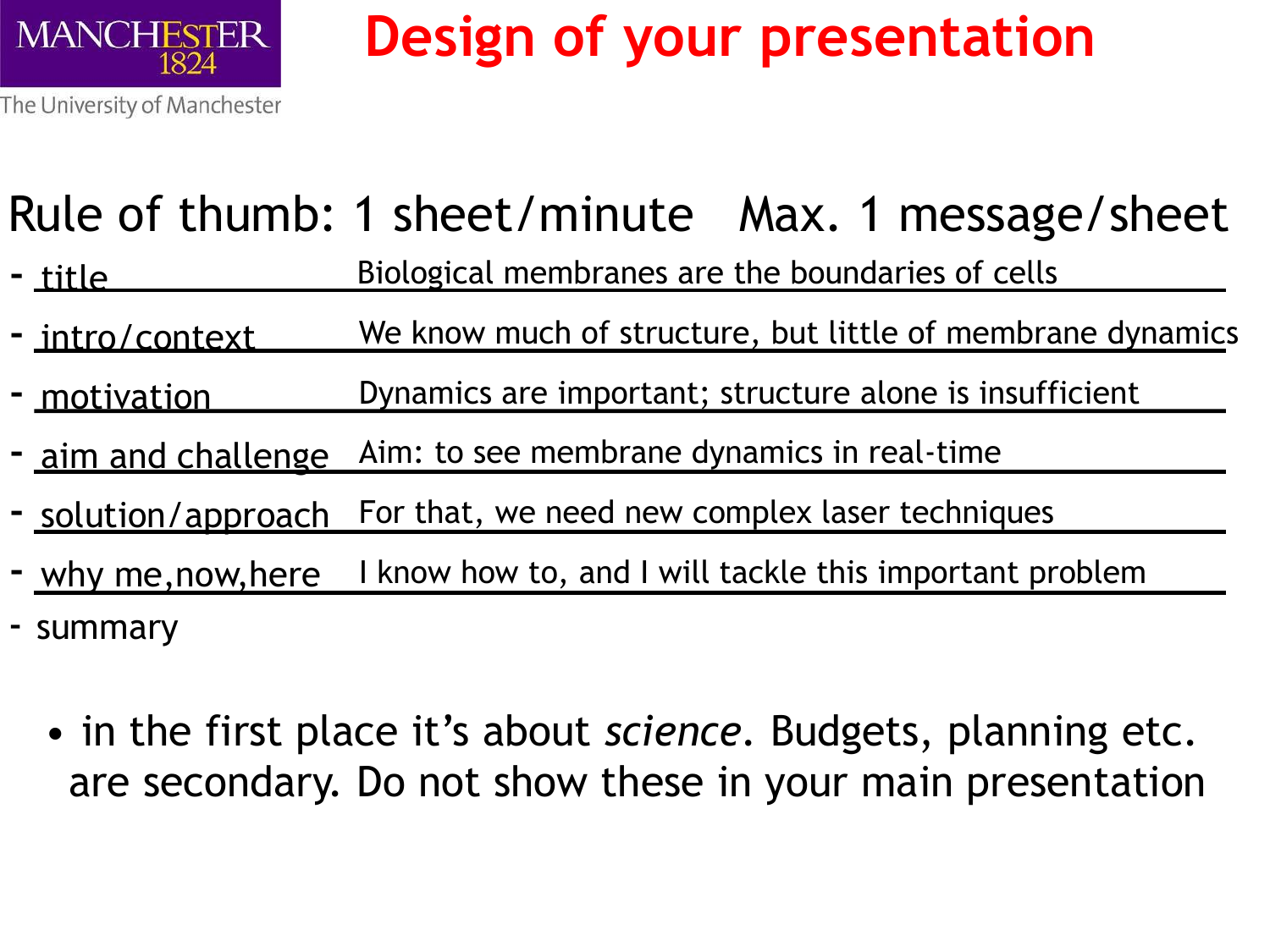# Design of your presentation

Rule of thumb: 1 sheet/minute   Max. 1 message/sheet

- title — Biological membranes are the boundaries of cells
- intro/context — We know much of structure, but little of membrane dynamics
- motivation — Dynamics are important; structure alone is insufficient
- aim and challenge — Aim: to see membrane dynamics in real-time
- solution/approach — For that, we need new complex laser techniques
- why me,now,here — I know how to, and I will tackle this important problem
- summary

- in the first place it's about *science*. Budgets, planning etc. are secondary. Do not show these in your main presentation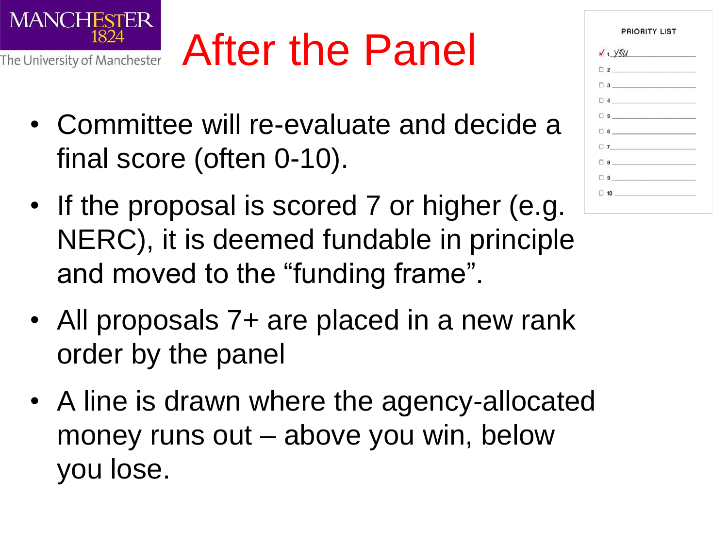# After the Panel

- Committee will re-evaluate and decide a final score (often 0-10).
- If the proposal is scored 7 or higher (e.g. NERC), it is deemed fundable in principle and moved to the "funding frame".
- All proposals 7+ are placed in a new rank order by the panel
- A line is drawn where the agency-allocated money runs out – above you win, below you lose.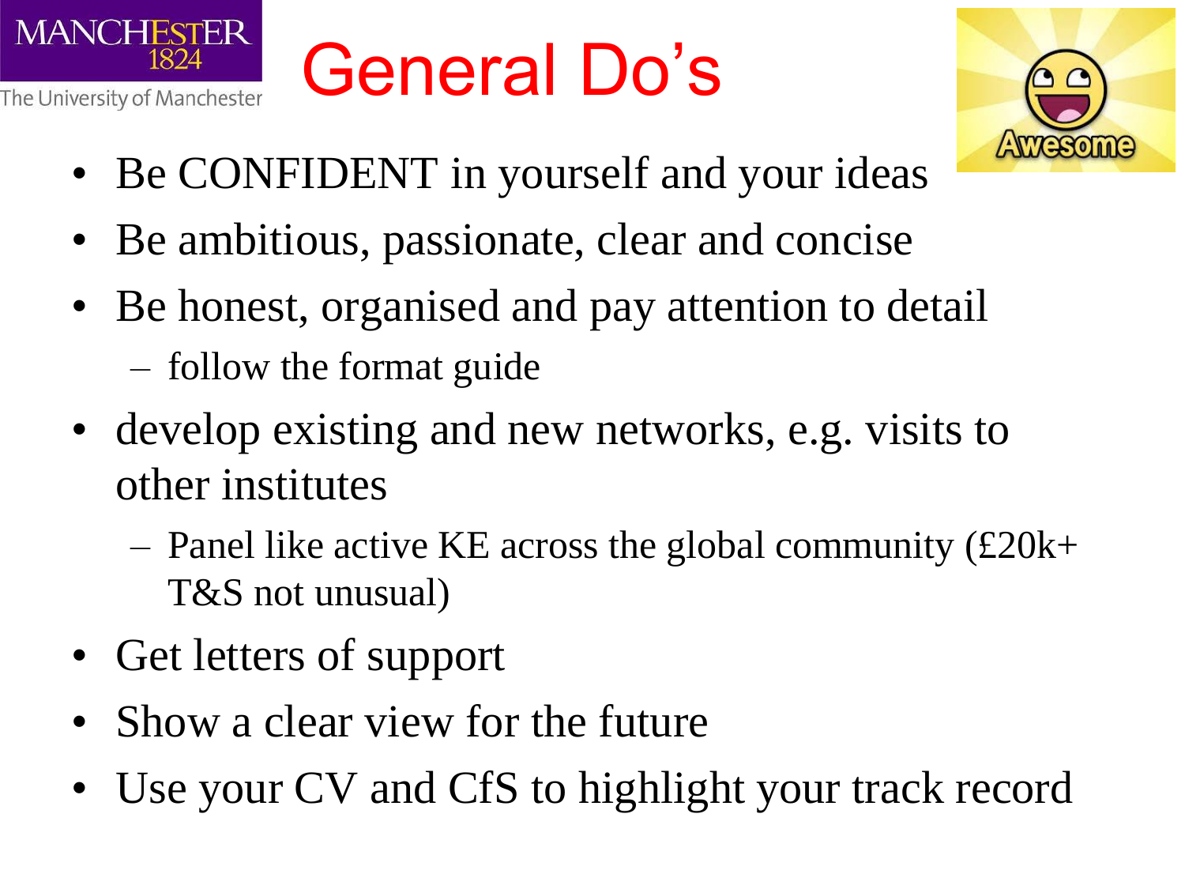# General Do's

- Be CONFIDENT in yourself and your ideas
- Be ambitious, passionate, clear and concise
- Be honest, organised and pay attention to detail
  - follow the format guide
- develop existing and new networks, e.g. visits to other institutes
  - Panel like active KE across the global community (£20k+ T&S not unusual)
- Get letters of support
- Show a clear view for the future
- Use your CV and CfS to highlight your track record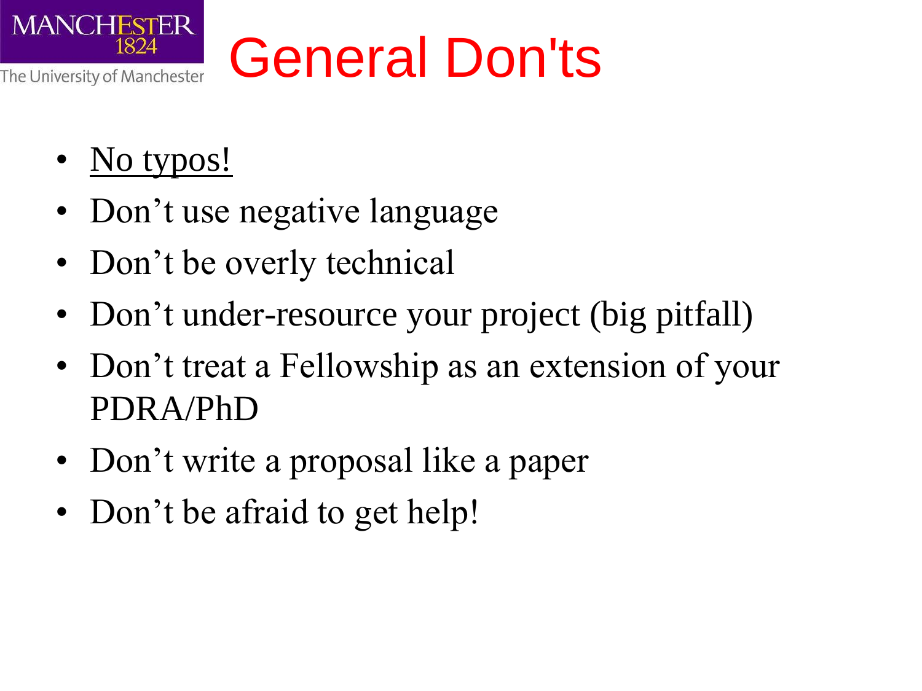# General Don'ts

- <u>No typos!</u>
- Don’t use negative language
- Don’t be overly technical
- Don’t under-resource your project (big pitfall)
- Don’t treat a Fellowship as an extension of your PDRA/PhD
- Don’t write a proposal like a paper
- Don’t be afraid to get help!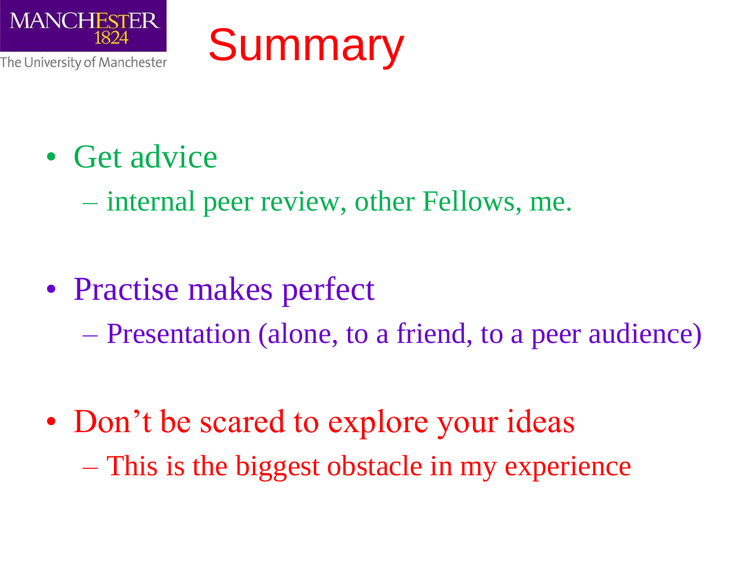# Summary

- Get advice
  - internal peer review, other Fellows, me.
- Practise makes perfect
  - Presentation (alone, to a friend, to a peer audience)
- Don’t be scared to explore your ideas
  - This is the biggest obstacle in my experience